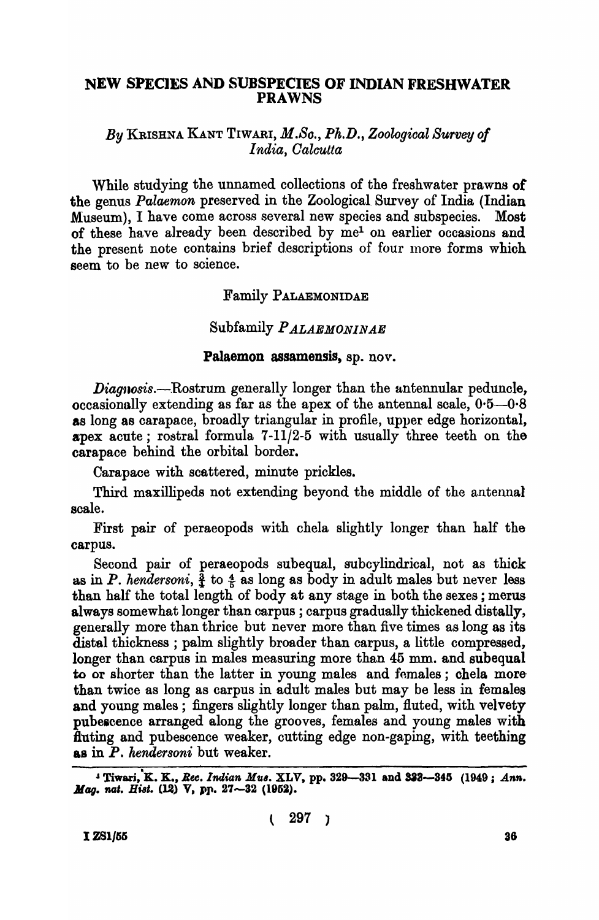# NEW SPECIES AND SUBSPECIES OF INDIAN FRESHWATER PRAWNS

*By* Krishna Kant Tiwari, *M.Sc., Ph.D., Zoological Survey of India, Calcutta*

While studying the unnamed collections of the freshwater prawns of the genus *Palaemon* preserved in the Zoological Survey of India (Indian Museum), I have come across several new species and subspecies. Most of these have already been described by me[1] on earlier occasions and the present note contains brief descriptions of four more forms which seem to be new to science.

## Family Palaemonidae

### Subfamily *Palaemoninae*

### Palaemon assamensis, sp. nov.

*Diagnosis.*—Rostrum generally longer than the antennular peduncle, occasionally extending as far as the apex of the antennal scale, 0·5—0·8 as long as carapace, broadly triangular in profile, upper edge horizontal, apex acute; rostral formula 7-11/2-5 with usually three teeth on the carapace behind the orbital border.

Carapace with scattered, minute prickles.

Third maxillipeds not extending beyond the middle of the antennal scale.

First pair of peraeopods with chela slightly longer than half the carpus.

Second pair of peraeopods subequal, subcylindrical, not as thick as in *P. hendersoni*, $\frac{3}{4}$ to $\frac{4}{5}$ as long as body in adult males but never less than half the total length of body at any stage in both the sexes; merus always somewhat longer than carpus; carpus gradually thickened distally, generally more than thrice but never more than five times as long as its distal thickness; palm slightly broader than carpus, a little compressed, longer than carpus in males measuring more than 45 mm. and subequal to or shorter than the latter in young males and females; chela more than twice as long as carpus in adult males but may be less in females and young males; fingers slightly longer than palm, fluted, with velvety pubescence arranged along the grooves, females and young males with fluting and pubescence weaker, cutting edge non-gaping, with teething as in *P. hendersoni* but weaker.

---

[1] Tiwari, K. K., *Rec. Indian Mus.* XLV, pp. 329—331 and 333—345 (1949; *Ann. Mag. nat. Hist.* (12) V, pp. 27—32 (1952).

I ZSI/55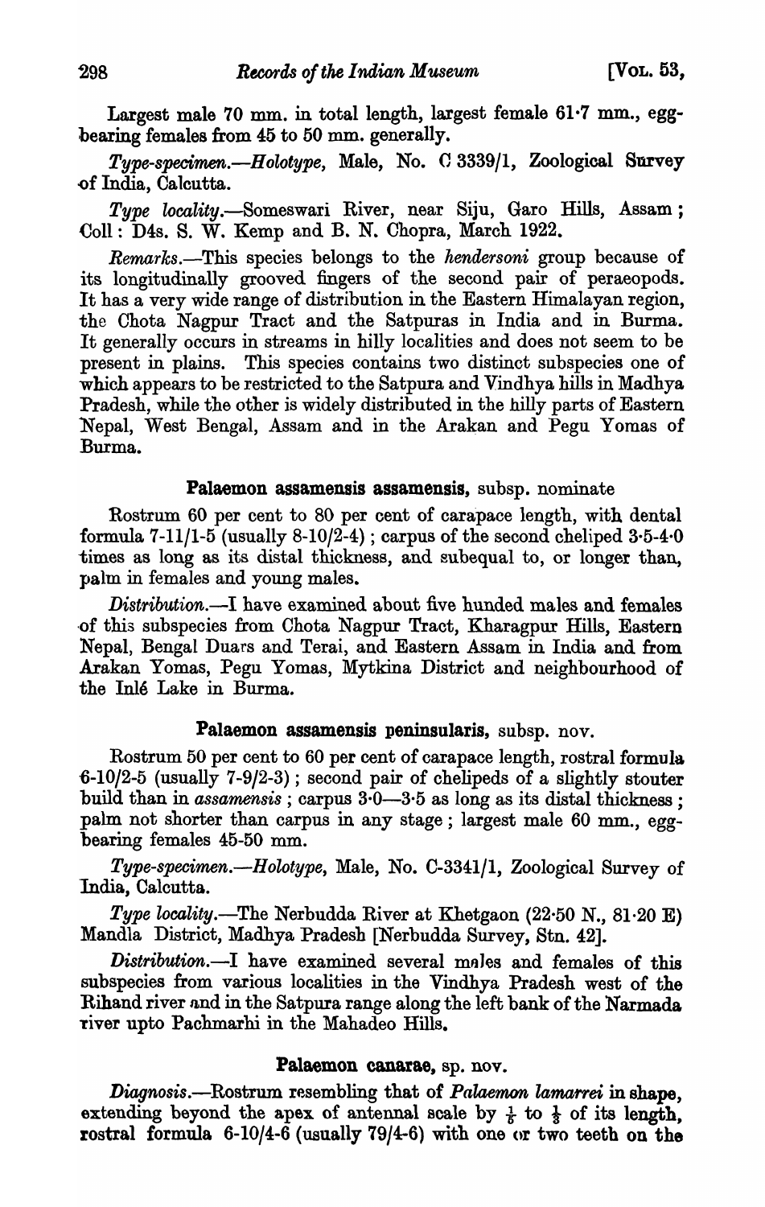Largest male 70 mm. in total length, largest female 61·7 mm., egg-bearing females from 45 to 50 mm. generally.

*Type-specimen.*—*Holotype*, Male, No. C 3339/1, Zoological Survey of India, Calcutta.

*Type locality.*—Someswari River, near Siju, Garo Hills, Assam; Coll: D4s. S. W. Kemp and B. N. Chopra, March 1922.

*Remarks.*—This species belongs to the *hendersoni* group because of its longitudinally grooved fingers of the second pair of peraeopods. It has a very wide range of distribution in the Eastern Himalayan region, the Chota Nagpur Tract and the Satpuras in India and in Burma. It generally occurs in streams in hilly localities and does not seem to be present in plains. This species contains two distinct subspecies one of which appears to be restricted to the Satpura and Vindhya hills in Madhya Pradesh, while the other is widely distributed in the hilly parts of Eastern Nepal, West Bengal, Assam and in the Arakan and Pegu Yomas of Burma.

### **Palaemon assamensis assamensis**, subsp. nominate

Rostrum 60 per cent to 80 per cent of carapace length, with dental formula 7-11/1-5 (usually 8-10/2-4); carpus of the second cheliped 3·5-4·0 times as long as its distal thickness, and subequal to, or longer than, palm in females and young males.

*Distribution.*—I have examined about five hunded males and females of this subspecies from Chota Nagpur Tract, Kharagpur Hills, Eastern Nepal, Bengal Duars and Terai, and Eastern Assam in India and from Arakan Yomas, Pegu Yomas, Mytkina District and neighbourhood of the Inlé Lake in Burma.

### **Palaemon assamensis peninsularis**, subsp. nov.

Rostrum 50 per cent to 60 per cent of carapace length, rostral formula 6-10/2-5 (usually 7-9/2-3); second pair of chelipeds of a slightly stouter build than in *assamensis*; carpus 3·0—3·5 as long as its distal thickness; palm not shorter than carpus in any stage; largest male 60 mm., egg-bearing females 45-50 mm.

*Type-specimen.*—*Holotype*, Male, No. C-3341/1, Zoological Survey of India, Calcutta.

*Type locality.*—The Nerbudda River at Khetgaon (22·50 N., 81·20 E) Mandla District, Madhya Pradesh [Nerbudda Survey, Stn. 42].

*Distribution.*—I have examined several males and females of this subspecies from various localities in the Vindhya Pradesh west of the Rihand river and in the Satpura range along the left bank of the Narmada river upto Pachmarhi in the Mahadeo Hills.

### **Palaemon canarae**, sp. nov.

*Diagnosis.*—Rostrum resembling that of *Palaemon lamarrei* in shape, extending beyond the apex of antennal scale by $\frac{1}{5}$ to $\frac{1}{3}$ of its length, rostral formula 6-10/4-6 (usually 79/4-6) with one or two teeth on the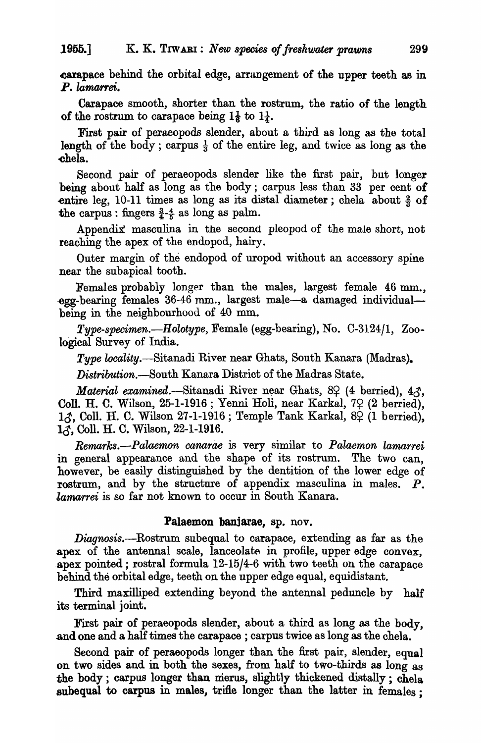carapace behind the orbital edge, arrangement of the upper teeth as in *P. lamarrei*.

Carapace smooth, shorter than the rostrum, the ratio of the length of the rostrum to carapace being $1\frac{1}{8}$ to $1\frac{1}{4}$.

First pair of peraeopods slender, about a third as long as the total length of the body; carpus $\frac{1}{3}$ of the entire leg, and twice as long as the chela.

Second pair of peraeopods slender like the first pair, but longer being about half as long as the body; carpus less than 33 per cent of entire leg, 10-11 times as long as its distal diameter; chela about $\frac{2}{3}$ of the carpus: fingers $\frac{3}{4}$-$\frac{4}{5}$ as long as palm.

Appendix masculina in the second pleopod of the male short, not reaching the apex of the endopod, hairy.

Outer margin of the endopod of uropod without an accessory spine near the subapical tooth.

Females probably longer than the males, largest female 46 mm., egg-bearing females 36-46 mm., largest male—a damaged individual—being in the neighbourhood of 40 mm.

*Type-specimen.*—*Holotype*, Female (egg-bearing), No. C-3124/1, Zoological Survey of India.

*Type locality.*—Sitanadi River near Ghats, South Kanara (Madras).

*Distribution.*—South Kanara District of the Madras State.

*Material examined.*—Sitanadi River near Ghats, 8♀ (4 berried), 4♂, Coll. H. C. Wilson, 25-1-1916; Yenni Holi, near Karkal, 7♀ (2 berried), 1♂, Coll. H. C. Wilson 27-1-1916; Temple Tank Karkal, 8♀ (1 berried), 1♂, Coll. H. C. Wilson, 22-1-1916.

*Remarks.*—*Palaemon canarae* is very similar to *Palaemon lamarrei* in general appearance and the shape of its rostrum. The two can, however, be easily distinguished by the dentition of the lower edge of rostrum, and by the structure of appendix masculina in males. *P. lamarrei* is so far not known to occur in South Kanara.

### Palaemon banjarae, sp. nov.

*Diagnosis.*—Rostrum subequal to carapace, extending as far as the apex of the antennal scale, lanceolate in profile, upper edge convex, apex pointed; rostral formula 12-15/4-6 with two teeth on the carapace behind the orbital edge, teeth on the upper edge equal, equidistant.

Third maxilliped extending beyond the antennal peduncle by half its terminal joint.

First pair of peraeopods slender, about a third as long as the body, and one and a half times the carapace; carpus twice as long as the chela.

Second pair of peraeopods longer than the first pair, slender, equal on two sides and in both the sexes, from half to two-thirds as long as the body; carpus longer than merus, slightly thickened distally; chela subequal to carpus in males, trifle longer than the latter in females;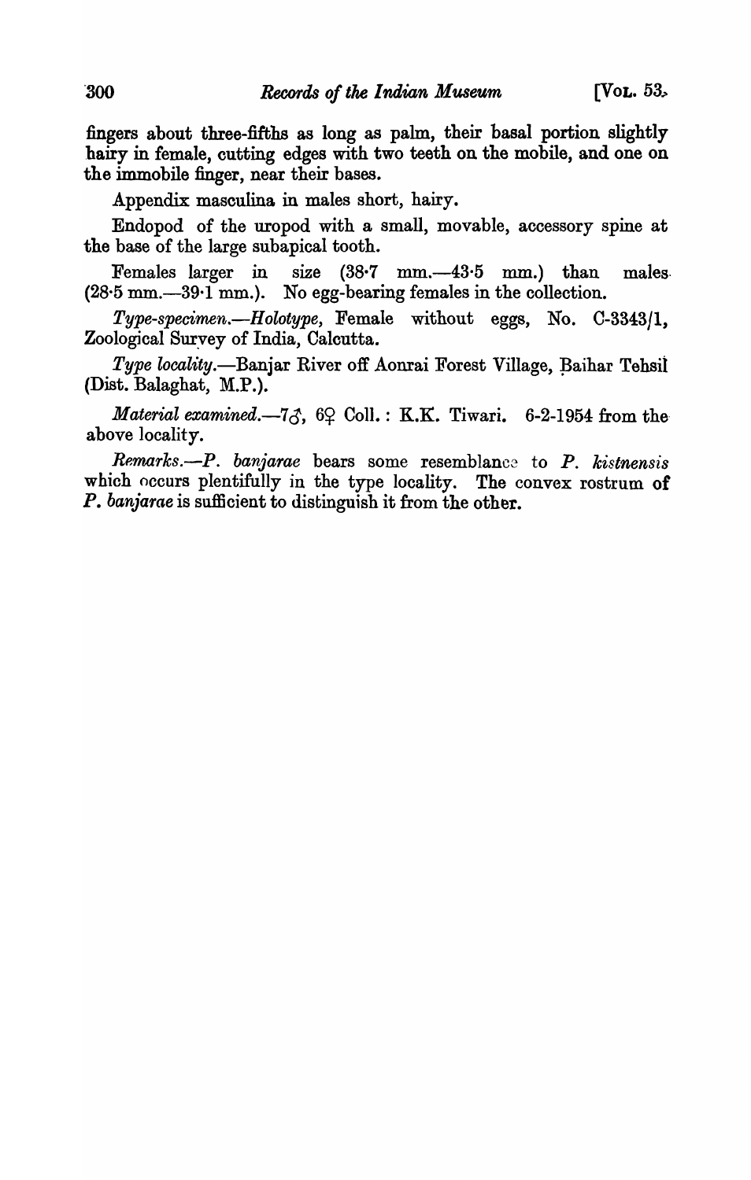fingers about three-fifths as long as palm, their basal portion slightly hairy in female, cutting edges with two teeth on the mobile, and one on the immobile finger, near their bases.

Appendix masculina in males short, hairy.

Endopod of the uropod with a small, movable, accessory spine at the base of the large subapical tooth.

Females larger in size (38·7 mm.—43·5 mm.) than males (28·5 mm.—39·1 mm.). No egg-bearing females in the collection.

*Type-specimen.*—*Holotype*, Female without eggs, No. C-3343/1, Zoological Survey of India, Calcutta.

*Type locality.*—Banjar River off Aonrai Forest Village, Baihar Tehsil (Dist. Balaghat, M.P.).

*Material examined.*—7♂, 6♀ Coll.: K.K. Tiwari. 6-2-1954 from the above locality.

*Remarks.*—*P. banjarae* bears some resemblance to *P. kistnensis* which occurs plentifully in the type locality. The convex rostrum of *P. banjarae* is sufficient to distinguish it from the other.